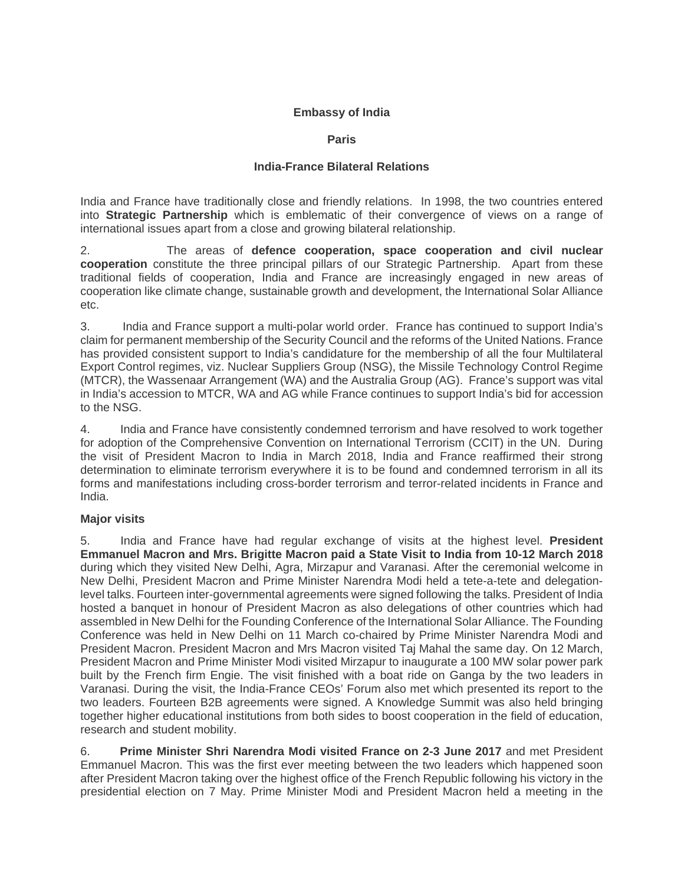**Embassy of India**

**Paris**

**India-France Bilateral Relations**

India and France have traditionally close and friendly relations. In 1998, the two countries entered into **Strategic Partnership** which is emblematic of their convergence of views on a range of international issues apart from a close and growing bilateral relationship.

2. The areas of **defence cooperation, space cooperation and civil nuclear cooperation** constitute the three principal pillars of our Strategic Partnership. Apart from these traditional fields of cooperation, India and France are increasingly engaged in new areas of cooperation like climate change, sustainable growth and development, the International Solar Alliance etc.

3. India and France support a multi-polar world order. France has continued to support India's claim for permanent membership of the Security Council and the reforms of the United Nations. France has provided consistent support to India's candidature for the membership of all the four Multilateral Export Control regimes, viz. Nuclear Suppliers Group (NSG), the Missile Technology Control Regime (MTCR), the Wassenaar Arrangement (WA) and the Australia Group (AG). France's support was vital in India's accession to MTCR, WA and AG while France continues to support India's bid for accession to the NSG.

4. India and France have consistently condemned terrorism and have resolved to work together for adoption of the Comprehensive Convention on International Terrorism (CCIT) in the UN. During the visit of President Macron to India in March 2018, India and France reaffirmed their strong determination to eliminate terrorism everywhere it is to be found and condemned terrorism in all its forms and manifestations including cross-border terrorism and terror-related incidents in France and India.

**Major visits**

5. India and France have had regular exchange of visits at the highest level. **President Emmanuel Macron and Mrs. Brigitte Macron paid a State Visit to India from 10-12 March 2018** during which they visited New Delhi, Agra, Mirzapur and Varanasi. After the ceremonial welcome in New Delhi, President Macron and Prime Minister Narendra Modi held a tete-a-tete and delegation-level talks. Fourteen inter-governmental agreements were signed following the talks. President of India hosted a banquet in honour of President Macron as also delegations of other countries which had assembled in New Delhi for the Founding Conference of the International Solar Alliance. The Founding Conference was held in New Delhi on 11 March co-chaired by Prime Minister Narendra Modi and President Macron. President Macron and Mrs Macron visited Taj Mahal the same day. On 12 March, President Macron and Prime Minister Modi visited Mirzapur to inaugurate a 100 MW solar power park built by the French firm Engie. The visit finished with a boat ride on Ganga by the two leaders in Varanasi. During the visit, the India-France CEOs' Forum also met which presented its report to the two leaders. Fourteen B2B agreements were signed. A Knowledge Summit was also held bringing together higher educational institutions from both sides to boost cooperation in the field of education, research and student mobility.

6. **Prime Minister Shri Narendra Modi visited France on 2-3 June 2017** and met President Emmanuel Macron. This was the first ever meeting between the two leaders which happened soon after President Macron taking over the highest office of the French Republic following his victory in the presidential election on 7 May. Prime Minister Modi and President Macron held a meeting in the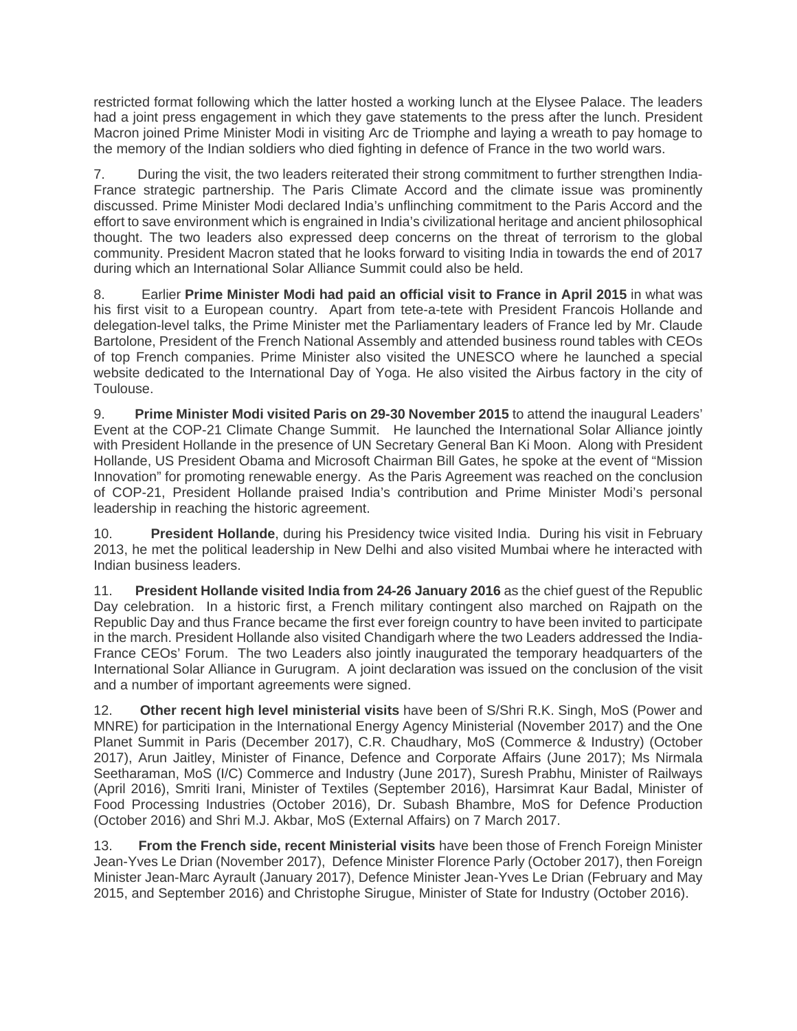restricted format following which the latter hosted a working lunch at the Elysee Palace. The leaders had a joint press engagement in which they gave statements to the press after the lunch. President Macron joined Prime Minister Modi in visiting Arc de Triomphe and laying a wreath to pay homage to the memory of the Indian soldiers who died fighting in defence of France in the two world wars.

7. During the visit, the two leaders reiterated their strong commitment to further strengthen India-France strategic partnership. The Paris Climate Accord and the climate issue was prominently discussed. Prime Minister Modi declared India's unflinching commitment to the Paris Accord and the effort to save environment which is engrained in India's civilizational heritage and ancient philosophical thought. The two leaders also expressed deep concerns on the threat of terrorism to the global community. President Macron stated that he looks forward to visiting India in towards the end of 2017 during which an International Solar Alliance Summit could also be held.

8. Earlier **Prime Minister Modi had paid an official visit to France in April 2015** in what was his first visit to a European country. Apart from tete-a-tete with President Francois Hollande and delegation-level talks, the Prime Minister met the Parliamentary leaders of France led by Mr. Claude Bartolone, President of the French National Assembly and attended business round tables with CEOs of top French companies. Prime Minister also visited the UNESCO where he launched a special website dedicated to the International Day of Yoga. He also visited the Airbus factory in the city of Toulouse.

9. **Prime Minister Modi visited Paris on 29-30 November 2015** to attend the inaugural Leaders' Event at the COP-21 Climate Change Summit. He launched the International Solar Alliance jointly with President Hollande in the presence of UN Secretary General Ban Ki Moon. Along with President Hollande, US President Obama and Microsoft Chairman Bill Gates, he spoke at the event of "Mission Innovation" for promoting renewable energy. As the Paris Agreement was reached on the conclusion of COP-21, President Hollande praised India's contribution and Prime Minister Modi's personal leadership in reaching the historic agreement.

10. **President Hollande**, during his Presidency twice visited India. During his visit in February 2013, he met the political leadership in New Delhi and also visited Mumbai where he interacted with Indian business leaders.

11. **President Hollande visited India from 24-26 January 2016** as the chief guest of the Republic Day celebration. In a historic first, a French military contingent also marched on Rajpath on the Republic Day and thus France became the first ever foreign country to have been invited to participate in the march. President Hollande also visited Chandigarh where the two Leaders addressed the India-France CEOs' Forum. The two Leaders also jointly inaugurated the temporary headquarters of the International Solar Alliance in Gurugram. A joint declaration was issued on the conclusion of the visit and a number of important agreements were signed.

12. **Other recent high level ministerial visits** have been of S/Shri R.K. Singh, MoS (Power and MNRE) for participation in the International Energy Agency Ministerial (November 2017) and the One Planet Summit in Paris (December 2017), C.R. Chaudhary, MoS (Commerce & Industry) (October 2017), Arun Jaitley, Minister of Finance, Defence and Corporate Affairs (June 2017); Ms Nirmala Seetharaman, MoS (I/C) Commerce and Industry (June 2017), Suresh Prabhu, Minister of Railways (April 2016), Smriti Irani, Minister of Textiles (September 2016), Harsimrat Kaur Badal, Minister of Food Processing Industries (October 2016), Dr. Subash Bhambre, MoS for Defence Production (October 2016) and Shri M.J. Akbar, MoS (External Affairs) on 7 March 2017.

13. **From the French side, recent Ministerial visits** have been those of French Foreign Minister Jean-Yves Le Drian (November 2017), Defence Minister Florence Parly (October 2017), then Foreign Minister Jean-Marc Ayrault (January 2017), Defence Minister Jean-Yves Le Drian (February and May 2015, and September 2016) and Christophe Sirugue, Minister of State for Industry (October 2016).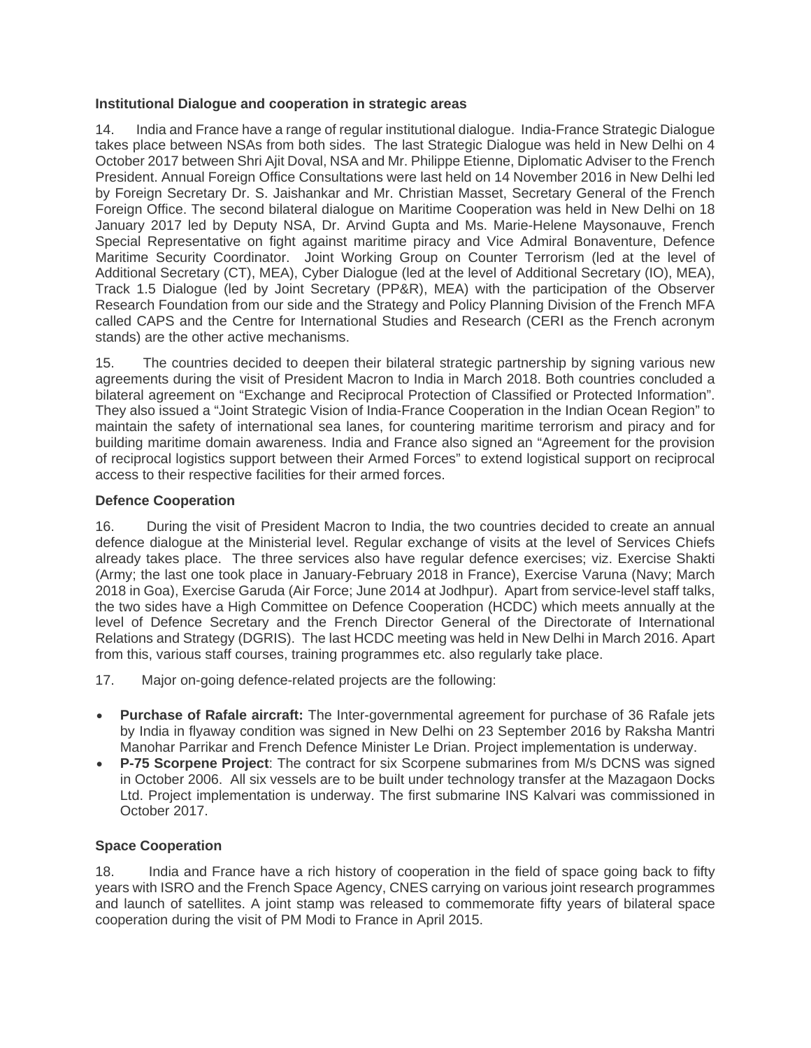**Institutional Dialogue and cooperation in strategic areas**

14. India and France have a range of regular institutional dialogue. India-France Strategic Dialogue takes place between NSAs from both sides. The last Strategic Dialogue was held in New Delhi on 4 October 2017 between Shri Ajit Doval, NSA and Mr. Philippe Etienne, Diplomatic Adviser to the French President. Annual Foreign Office Consultations were last held on 14 November 2016 in New Delhi led by Foreign Secretary Dr. S. Jaishankar and Mr. Christian Masset, Secretary General of the French Foreign Office. The second bilateral dialogue on Maritime Cooperation was held in New Delhi on 18 January 2017 led by Deputy NSA, Dr. Arvind Gupta and Ms. Marie-Helene Maysonauve, French Special Representative on fight against maritime piracy and Vice Admiral Bonaventure, Defence Maritime Security Coordinator. Joint Working Group on Counter Terrorism (led at the level of Additional Secretary (CT), MEA), Cyber Dialogue (led at the level of Additional Secretary (IO), MEA), Track 1.5 Dialogue (led by Joint Secretary (PP&R), MEA) with the participation of the Observer Research Foundation from our side and the Strategy and Policy Planning Division of the French MFA called CAPS and the Centre for International Studies and Research (CERI as the French acronym stands) are the other active mechanisms.

15. The countries decided to deepen their bilateral strategic partnership by signing various new agreements during the visit of President Macron to India in March 2018. Both countries concluded a bilateral agreement on "Exchange and Reciprocal Protection of Classified or Protected Information". They also issued a "Joint Strategic Vision of India-France Cooperation in the Indian Ocean Region" to maintain the safety of international sea lanes, for countering maritime terrorism and piracy and for building maritime domain awareness. India and France also signed an "Agreement for the provision of reciprocal logistics support between their Armed Forces" to extend logistical support on reciprocal access to their respective facilities for their armed forces.

**Defence Cooperation**

16. During the visit of President Macron to India, the two countries decided to create an annual defence dialogue at the Ministerial level. Regular exchange of visits at the level of Services Chiefs already takes place. The three services also have regular defence exercises; viz. Exercise Shakti (Army; the last one took place in January-February 2018 in France), Exercise Varuna (Navy; March 2018 in Goa), Exercise Garuda (Air Force; June 2014 at Jodhpur). Apart from service-level staff talks, the two sides have a High Committee on Defence Cooperation (HCDC) which meets annually at the level of Defence Secretary and the French Director General of the Directorate of International Relations and Strategy (DGRIS). The last HCDC meeting was held in New Delhi in March 2016. Apart from this, various staff courses, training programmes etc. also regularly take place.

17. Major on-going defence-related projects are the following:

- **Purchase of Rafale aircraft:** The Inter-governmental agreement for purchase of 36 Rafale jets by India in flyaway condition was signed in New Delhi on 23 September 2016 by Raksha Mantri Manohar Parrikar and French Defence Minister Le Drian. Project implementation is underway.
- **P-75 Scorpene Project**: The contract for six Scorpene submarines from M/s DCNS was signed in October 2006. All six vessels are to be built under technology transfer at the Mazagaon Docks Ltd. Project implementation is underway. The first submarine INS Kalvari was commissioned in October 2017.

**Space Cooperation**

18. India and France have a rich history of cooperation in the field of space going back to fifty years with ISRO and the French Space Agency, CNES carrying on various joint research programmes and launch of satellites. A joint stamp was released to commemorate fifty years of bilateral space cooperation during the visit of PM Modi to France in April 2015.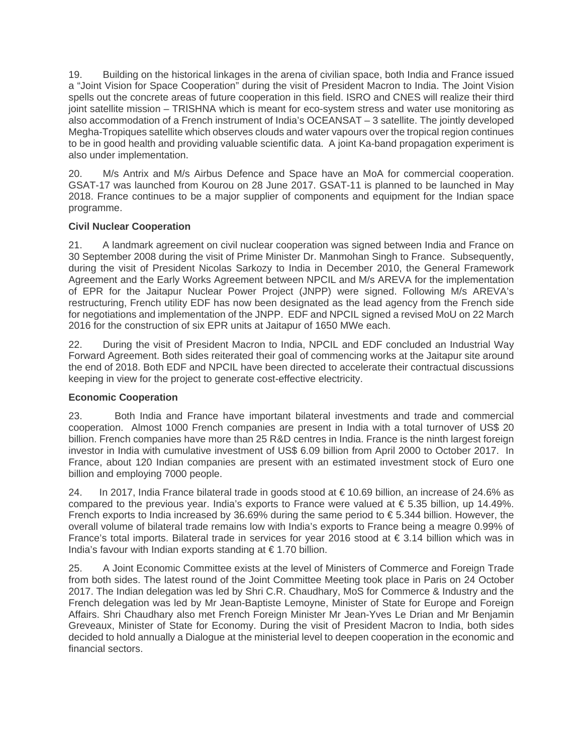19. Building on the historical linkages in the arena of civilian space, both India and France issued a “Joint Vision for Space Cooperation” during the visit of President Macron to India. The Joint Vision spells out the concrete areas of future cooperation in this field. ISRO and CNES will realize their third joint satellite mission – TRISHNA which is meant for eco-system stress and water use monitoring as also accommodation of a French instrument of India’s OCEANSAT – 3 satellite. The jointly developed Megha-Tropiques satellite which observes clouds and water vapours over the tropical region continues to be in good health and providing valuable scientific data. A joint Ka-band propagation experiment is also under implementation.

20. M/s Antrix and M/s Airbus Defence and Space have an MoA for commercial cooperation. GSAT-17 was launched from Kourou on 28 June 2017. GSAT-11 is planned to be launched in May 2018. France continues to be a major supplier of components and equipment for the Indian space programme.

**Civil Nuclear Cooperation**

21. A landmark agreement on civil nuclear cooperation was signed between India and France on 30 September 2008 during the visit of Prime Minister Dr. Manmohan Singh to France. Subsequently, during the visit of President Nicolas Sarkozy to India in December 2010, the General Framework Agreement and the Early Works Agreement between NPCIL and M/s AREVA for the implementation of EPR for the Jaitapur Nuclear Power Project (JNPP) were signed. Following M/s AREVA’s restructuring, French utility EDF has now been designated as the lead agency from the French side for negotiations and implementation of the JNPP. EDF and NPCIL signed a revised MoU on 22 March 2016 for the construction of six EPR units at Jaitapur of 1650 MWe each.

22. During the visit of President Macron to India, NPCIL and EDF concluded an Industrial Way Forward Agreement. Both sides reiterated their goal of commencing works at the Jaitapur site around the end of 2018. Both EDF and NPCIL have been directed to accelerate their contractual discussions keeping in view for the project to generate cost-effective electricity.

**Economic Cooperation**

23. Both India and France have important bilateral investments and trade and commercial cooperation. Almost 1000 French companies are present in India with a total turnover of US$ 20 billion. French companies have more than 25 R&D centres in India. France is the ninth largest foreign investor in India with cumulative investment of US$ 6.09 billion from April 2000 to October 2017. In France, about 120 Indian companies are present with an estimated investment stock of Euro one billion and employing 7000 people.

24. In 2017, India France bilateral trade in goods stood at € 10.69 billion, an increase of 24.6% as compared to the previous year. India’s exports to France were valued at € 5.35 billion, up 14.49%. French exports to India increased by 36.69% during the same period to € 5.344 billion. However, the overall volume of bilateral trade remains low with India’s exports to France being a meagre 0.99% of France’s total imports. Bilateral trade in services for year 2016 stood at € 3.14 billion which was in India’s favour with Indian exports standing at € 1.70 billion.

25. A Joint Economic Committee exists at the level of Ministers of Commerce and Foreign Trade from both sides. The latest round of the Joint Committee Meeting took place in Paris on 24 October 2017. The Indian delegation was led by Shri C.R. Chaudhary, MoS for Commerce & Industry and the French delegation was led by Mr Jean-Baptiste Lemoyne, Minister of State for Europe and Foreign Affairs. Shri Chaudhary also met French Foreign Minister Mr Jean-Yves Le Drian and Mr Benjamin Greveaux, Minister of State for Economy. During the visit of President Macron to India, both sides decided to hold annually a Dialogue at the ministerial level to deepen cooperation in the economic and financial sectors.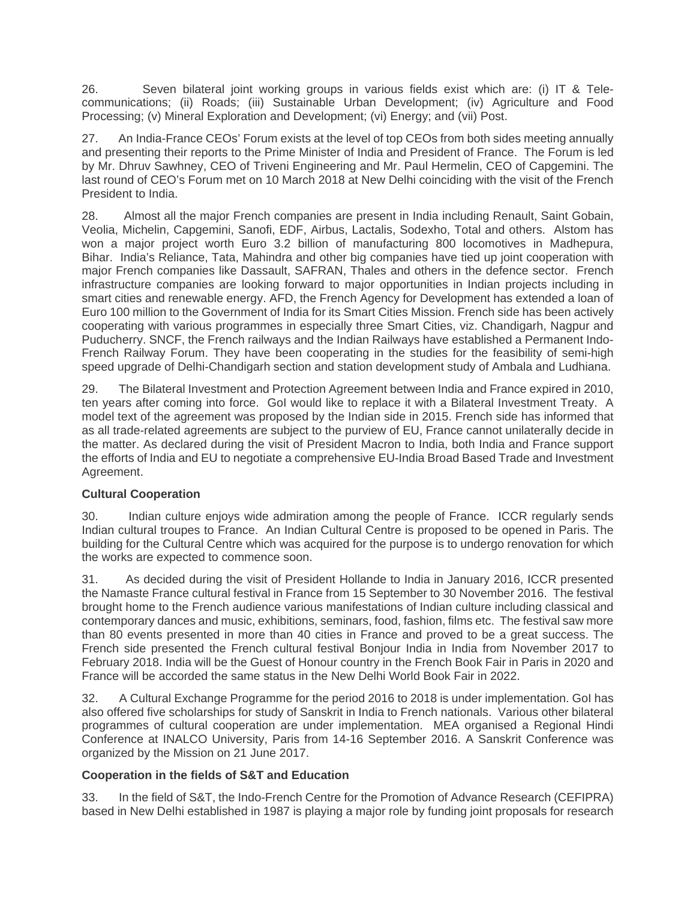26. Seven bilateral joint working groups in various fields exist which are: (i) IT & Telecommunications; (ii) Roads; (iii) Sustainable Urban Development; (iv) Agriculture and Food Processing; (v) Mineral Exploration and Development; (vi) Energy; and (vii) Post.

27. An India-France CEOs' Forum exists at the level of top CEOs from both sides meeting annually and presenting their reports to the Prime Minister of India and President of France. The Forum is led by Mr. Dhruv Sawhney, CEO of Triveni Engineering and Mr. Paul Hermelin, CEO of Capgemini. The last round of CEO's Forum met on 10 March 2018 at New Delhi coinciding with the visit of the French President to India.

28. Almost all the major French companies are present in India including Renault, Saint Gobain, Veolia, Michelin, Capgemini, Sanofi, EDF, Airbus, Lactalis, Sodexho, Total and others. Alstom has won a major project worth Euro 3.2 billion of manufacturing 800 locomotives in Madhepura, Bihar. India's Reliance, Tata, Mahindra and other big companies have tied up joint cooperation with major French companies like Dassault, SAFRAN, Thales and others in the defence sector. French infrastructure companies are looking forward to major opportunities in Indian projects including in smart cities and renewable energy. AFD, the French Agency for Development has extended a loan of Euro 100 million to the Government of India for its Smart Cities Mission. French side has been actively cooperating with various programmes in especially three Smart Cities, viz. Chandigarh, Nagpur and Puducherry. SNCF, the French railways and the Indian Railways have established a Permanent Indo-French Railway Forum. They have been cooperating in the studies for the feasibility of semi-high speed upgrade of Delhi-Chandigarh section and station development study of Ambala and Ludhiana.

29. The Bilateral Investment and Protection Agreement between India and France expired in 2010, ten years after coming into force. GoI would like to replace it with a Bilateral Investment Treaty. A model text of the agreement was proposed by the Indian side in 2015. French side has informed that as all trade-related agreements are subject to the purview of EU, France cannot unilaterally decide in the matter. As declared during the visit of President Macron to India, both India and France support the efforts of India and EU to negotiate a comprehensive EU-India Broad Based Trade and Investment Agreement.

**Cultural Cooperation**

30. Indian culture enjoys wide admiration among the people of France. ICCR regularly sends Indian cultural troupes to France. An Indian Cultural Centre is proposed to be opened in Paris. The building for the Cultural Centre which was acquired for the purpose is to undergo renovation for which the works are expected to commence soon.

31. As decided during the visit of President Hollande to India in January 2016, ICCR presented the Namaste France cultural festival in France from 15 September to 30 November 2016. The festival brought home to the French audience various manifestations of Indian culture including classical and contemporary dances and music, exhibitions, seminars, food, fashion, films etc. The festival saw more than 80 events presented in more than 40 cities in France and proved to be a great success. The French side presented the French cultural festival Bonjour India in India from November 2017 to February 2018. India will be the Guest of Honour country in the French Book Fair in Paris in 2020 and France will be accorded the same status in the New Delhi World Book Fair in 2022.

32. A Cultural Exchange Programme for the period 2016 to 2018 is under implementation. GoI has also offered five scholarships for study of Sanskrit in India to French nationals. Various other bilateral programmes of cultural cooperation are under implementation. MEA organised a Regional Hindi Conference at INALCO University, Paris from 14-16 September 2016. A Sanskrit Conference was organized by the Mission on 21 June 2017.

**Cooperation in the fields of S&T and Education**

33. In the field of S&T, the Indo-French Centre for the Promotion of Advance Research (CEFIPRA) based in New Delhi established in 1987 is playing a major role by funding joint proposals for research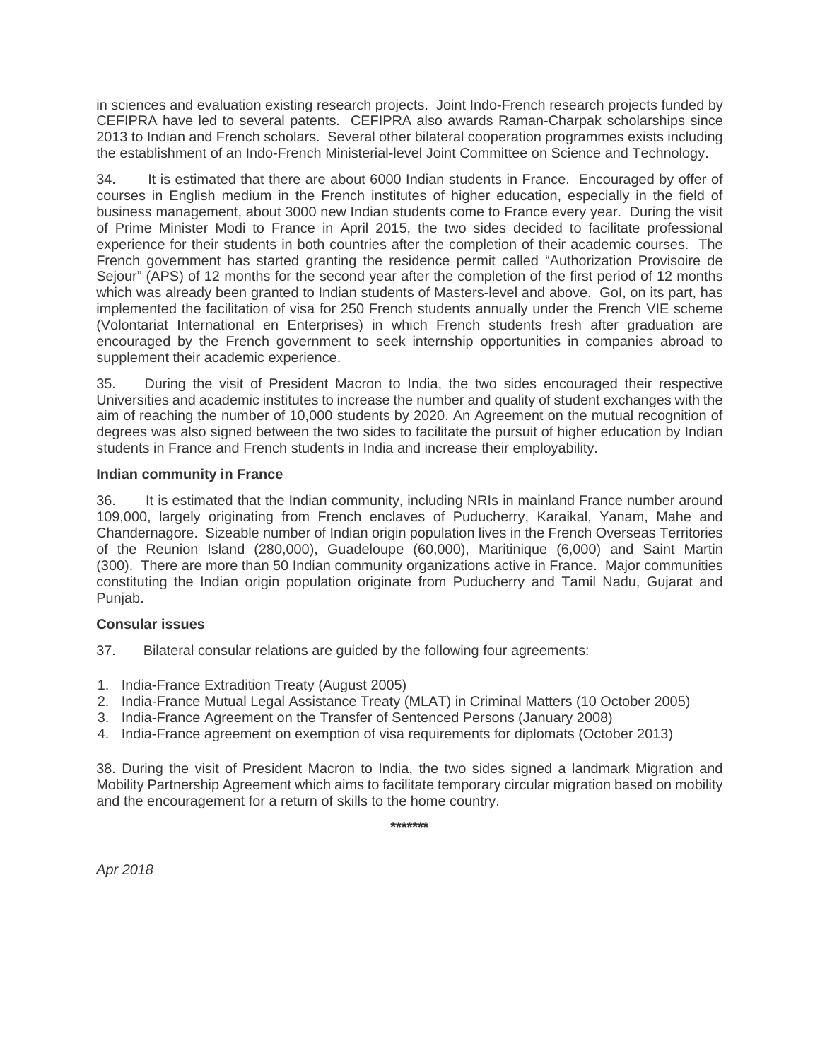in sciences and evaluation existing research projects. Joint Indo-French research projects funded by CEFIPRA have led to several patents. CEFIPRA also awards Raman-Charpak scholarships since 2013 to Indian and French scholars. Several other bilateral cooperation programmes exists including the establishment of an Indo-French Ministerial-level Joint Committee on Science and Technology.

34. It is estimated that there are about 6000 Indian students in France. Encouraged by offer of courses in English medium in the French institutes of higher education, especially in the field of business management, about 3000 new Indian students come to France every year. During the visit of Prime Minister Modi to France in April 2015, the two sides decided to facilitate professional experience for their students in both countries after the completion of their academic courses. The French government has started granting the residence permit called "Authorization Provisoire de Sejour" (APS) of 12 months for the second year after the completion of the first period of 12 months which was already been granted to Indian students of Masters-level and above. GoI, on its part, has implemented the facilitation of visa for 250 French students annually under the French VIE scheme (Volontariat International en Enterprises) in which French students fresh after graduation are encouraged by the French government to seek internship opportunities in companies abroad to supplement their academic experience.

35. During the visit of President Macron to India, the two sides encouraged their respective Universities and academic institutes to increase the number and quality of student exchanges with the aim of reaching the number of 10,000 students by 2020. An Agreement on the mutual recognition of degrees was also signed between the two sides to facilitate the pursuit of higher education by Indian students in France and French students in India and increase their employability.

**Indian community in France**

36. It is estimated that the Indian community, including NRIs in mainland France number around 109,000, largely originating from French enclaves of Puducherry, Karaikal, Yanam, Mahe and Chandernagore. Sizeable number of Indian origin population lives in the French Overseas Territories of the Reunion Island (280,000), Guadeloupe (60,000), Maritinique (6,000) and Saint Martin (300). There are more than 50 Indian community organizations active in France. Major communities constituting the Indian origin population originate from Puducherry and Tamil Nadu, Gujarat and Punjab.

**Consular issues**

37. Bilateral consular relations are guided by the following four agreements:

1. India-France Extradition Treaty (August 2005)
2. India-France Mutual Legal Assistance Treaty (MLAT) in Criminal Matters (10 October 2005)
3. India-France Agreement on the Transfer of Sentenced Persons (January 2008)
4. India-France agreement on exemption of visa requirements for diplomats (October 2013)

38. During the visit of President Macron to India, the two sides signed a landmark Migration and Mobility Partnership Agreement which aims to facilitate temporary circular migration based on mobility and the encouragement for a return of skills to the home country.

*******

*Apr 2018*